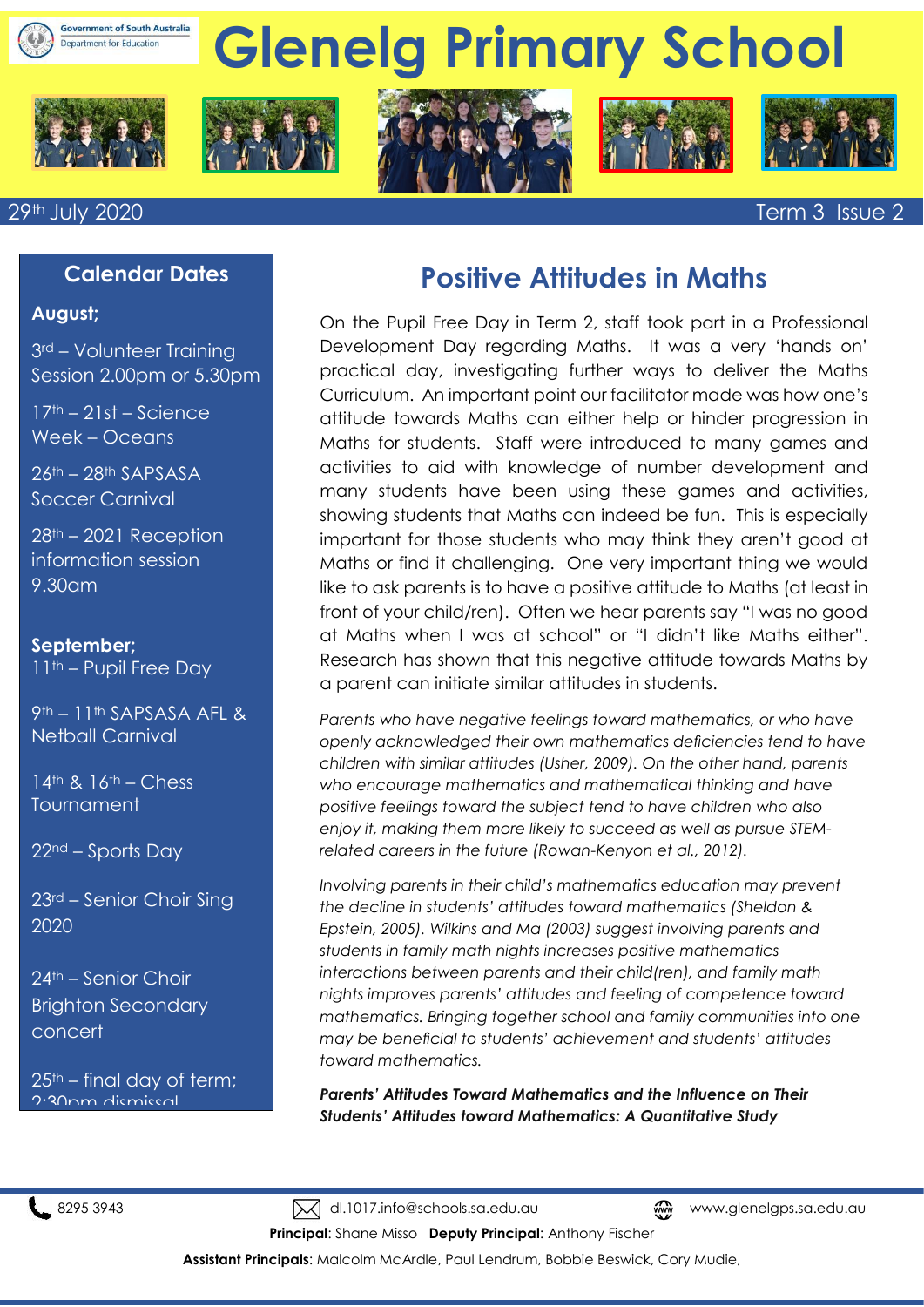# Glenelg Primary School

Government of South Australia
Department for Education

29th July 2020 Term 3 Issue 2

## Calendar Dates

**August;**

3rd – Volunteer Training Session 2.00pm or 5.30pm

17th – 21st – Science Week – Oceans

26th – 28th SAPSASA Soccer Carnival

28th – 2021 Reception information session 9.30am

**September;**

11th – Pupil Free Day

9th – 11th SAPSASA AFL & Netball Carnival

14th & 16th – Chess Tournament

22nd – Sports Day

23rd – Senior Choir Sing 2020

24th – Senior Choir Brighton Secondary concert

25th – final day of term; 2:30pm dismissal

## Positive Attitudes in Maths

On the Pupil Free Day in Term 2, staff took part in a Professional Development Day regarding Maths. It was a very 'hands on' practical day, investigating further ways to deliver the Maths Curriculum. An important point our facilitator made was how one's attitude towards Maths can either help or hinder progression in Maths for students. Staff were introduced to many games and activities to aid with knowledge of number development and many students have been using these games and activities, showing students that Maths can indeed be fun. This is especially important for those students who may think they aren't good at Maths or find it challenging. One very important thing we would like to ask parents is to have a positive attitude to Maths (at least in front of your child/ren). Often we hear parents say "I was no good at Maths when I was at school" or "I didn't like Maths either". Research has shown that this negative attitude towards Maths by a parent can initiate similar attitudes in students.

*Parents who have negative feelings toward mathematics, or who have openly acknowledged their own mathematics deficiencies tend to have children with similar attitudes (Usher, 2009). On the other hand, parents who encourage mathematics and mathematical thinking and have positive feelings toward the subject tend to have children who also enjoy it, making them more likely to succeed as well as pursue STEM-related careers in the future (Rowan-Kenyon et al., 2012).*

*Involving parents in their child's mathematics education may prevent the decline in students' attitudes toward mathematics (Sheldon & Epstein, 2005). Wilkins and Ma (2003) suggest involving parents and students in family math nights increases positive mathematics interactions between parents and their child(ren), and family math nights improves parents' attitudes and feeling of competence toward mathematics. Bringing together school and family communities into one may be beneficial to students' achievement and students' attitudes toward mathematics.*

***Parents' Attitudes Toward Mathematics and the Influence on Their Students' Attitudes toward Mathematics: A Quantitative Study***

8295 3943 dl.1017.info@schools.sa.edu.au www.glenelgps.sa.edu.au

**Principal**: Shane Misso **Deputy Principal**: Anthony Fischer

**Assistant Principals**: Malcolm McArdle, Paul Lendrum, Bobbie Beswick, Cory Mudie,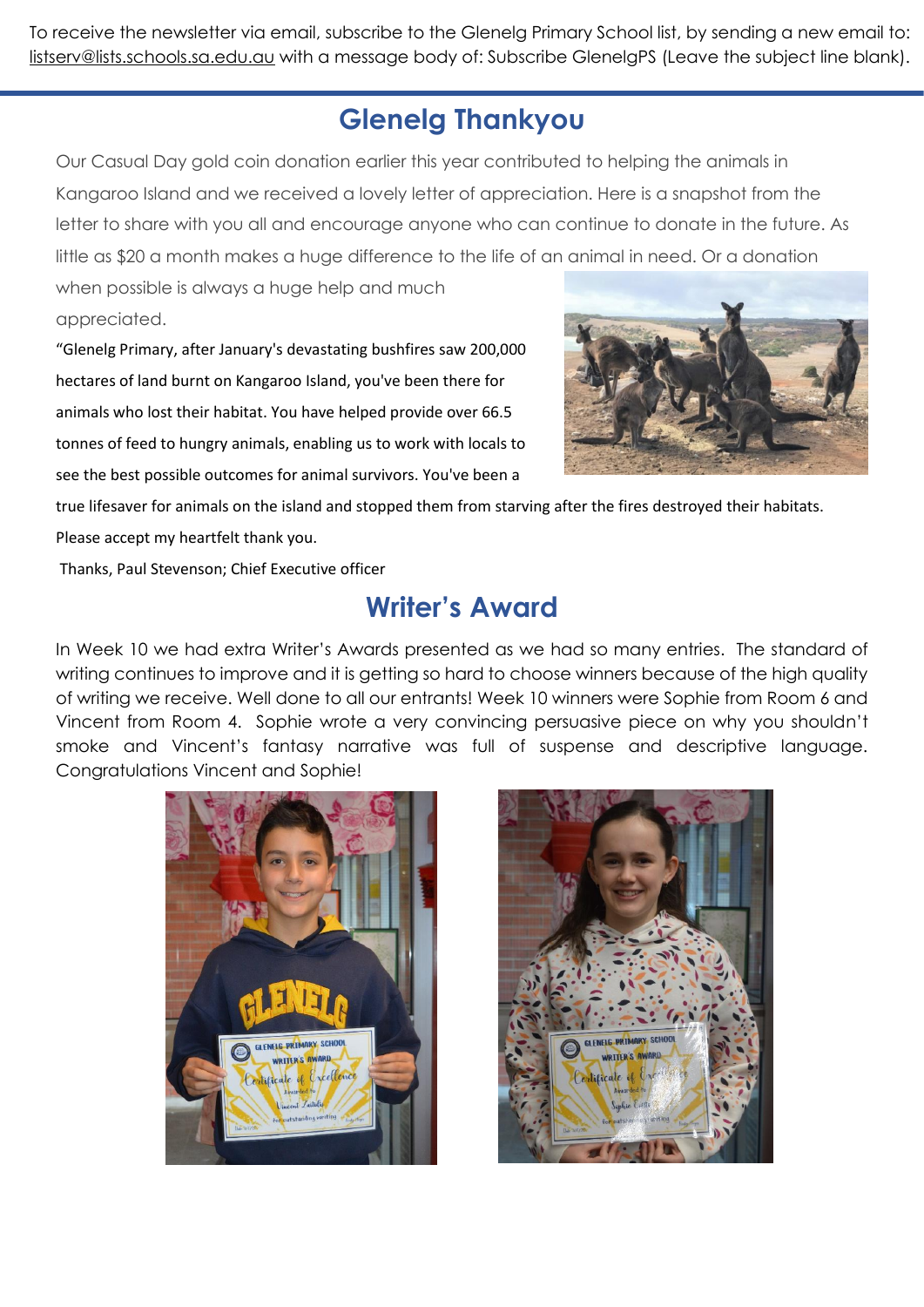To receive the newsletter via email, subscribe to the Glenelg Primary School list, by sending a new email to: listserv@lists.schools.sa.edu.au with a message body of: Subscribe GlenelgPS (Leave the subject line blank).

## Glenelg Thankyou

Our Casual Day gold coin donation earlier this year contributed to helping the animals in Kangaroo Island and we received a lovely letter of appreciation. Here is a snapshot from the letter to share with you all and encourage anyone who can continue to donate in the future. As little as $20 a month makes a huge difference to the life of an animal in need. Or a donation when possible is always a huge help and much appreciated.

"Glenelg Primary, after January's devastating bushfires saw 200,000 hectares of land burnt on Kangaroo Island, you've been there for animals who lost their habitat. You have helped provide over 66.5 tonnes of feed to hungry animals, enabling us to work with locals to see the best possible outcomes for animal survivors. You've been a true lifesaver for animals on the island and stopped them from starving after the fires destroyed their habitats. Please accept my heartfelt thank you.

Thanks, Paul Stevenson; Chief Executive officer

## Writer's Award

In Week 10 we had extra Writer's Awards presented as we had so many entries. The standard of writing continues to improve and it is getting so hard to choose winners because of the high quality of writing we receive. Well done to all our entrants! Week 10 winners were Sophie from Room 6 and Vincent from Room 4. Sophie wrote a very convincing persuasive piece on why you shouldn't smoke and Vincent's fantasy narrative was full of suspense and descriptive language. Congratulations Vincent and Sophie!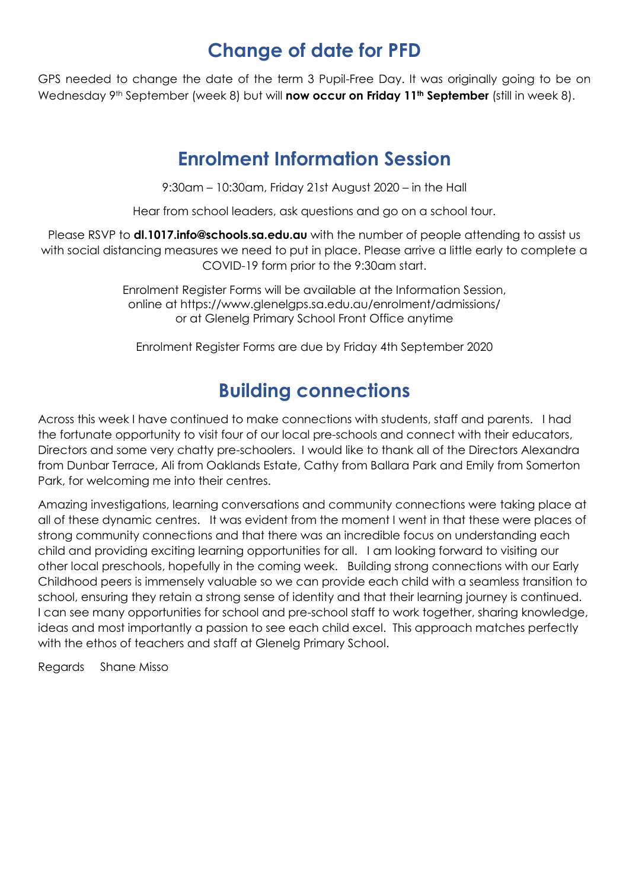## Change of date for PFD

GPS needed to change the date of the term 3 Pupil-Free Day. It was originally going to be on Wednesday 9th September (week 8) but will **now occur on Friday 11th September** (still in week 8).

## Enrolment Information Session

9:30am – 10:30am, Friday 21st August 2020 – in the Hall

Hear from school leaders, ask questions and go on a school tour.

Please RSVP to **dl.1017.info@schools.sa.edu.au** with the number of people attending to assist us with social distancing measures we need to put in place. Please arrive a little early to complete a COVID-19 form prior to the 9:30am start.

Enrolment Register Forms will be available at the Information Session, online at https://www.glenelgps.sa.edu.au/enrolment/admissions/ or at Glenelg Primary School Front Office anytime

Enrolment Register Forms are due by Friday 4th September 2020

## Building connections

Across this week I have continued to make connections with students, staff and parents. I had the fortunate opportunity to visit four of our local pre-schools and connect with their educators, Directors and some very chatty pre-schoolers. I would like to thank all of the Directors Alexandra from Dunbar Terrace, Ali from Oaklands Estate, Cathy from Ballara Park and Emily from Somerton Park, for welcoming me into their centres.

Amazing investigations, learning conversations and community connections were taking place at all of these dynamic centres. It was evident from the moment I went in that these were places of strong community connections and that there was an incredible focus on understanding each child and providing exciting learning opportunities for all. I am looking forward to visiting our other local preschools, hopefully in the coming week. Building strong connections with our Early Childhood peers is immensely valuable so we can provide each child with a seamless transition to school, ensuring they retain a strong sense of identity and that their learning journey is continued. I can see many opportunities for school and pre-school staff to work together, sharing knowledge, ideas and most importantly a passion to see each child excel. This approach matches perfectly with the ethos of teachers and staff at Glenelg Primary School.

Regards Shane Misso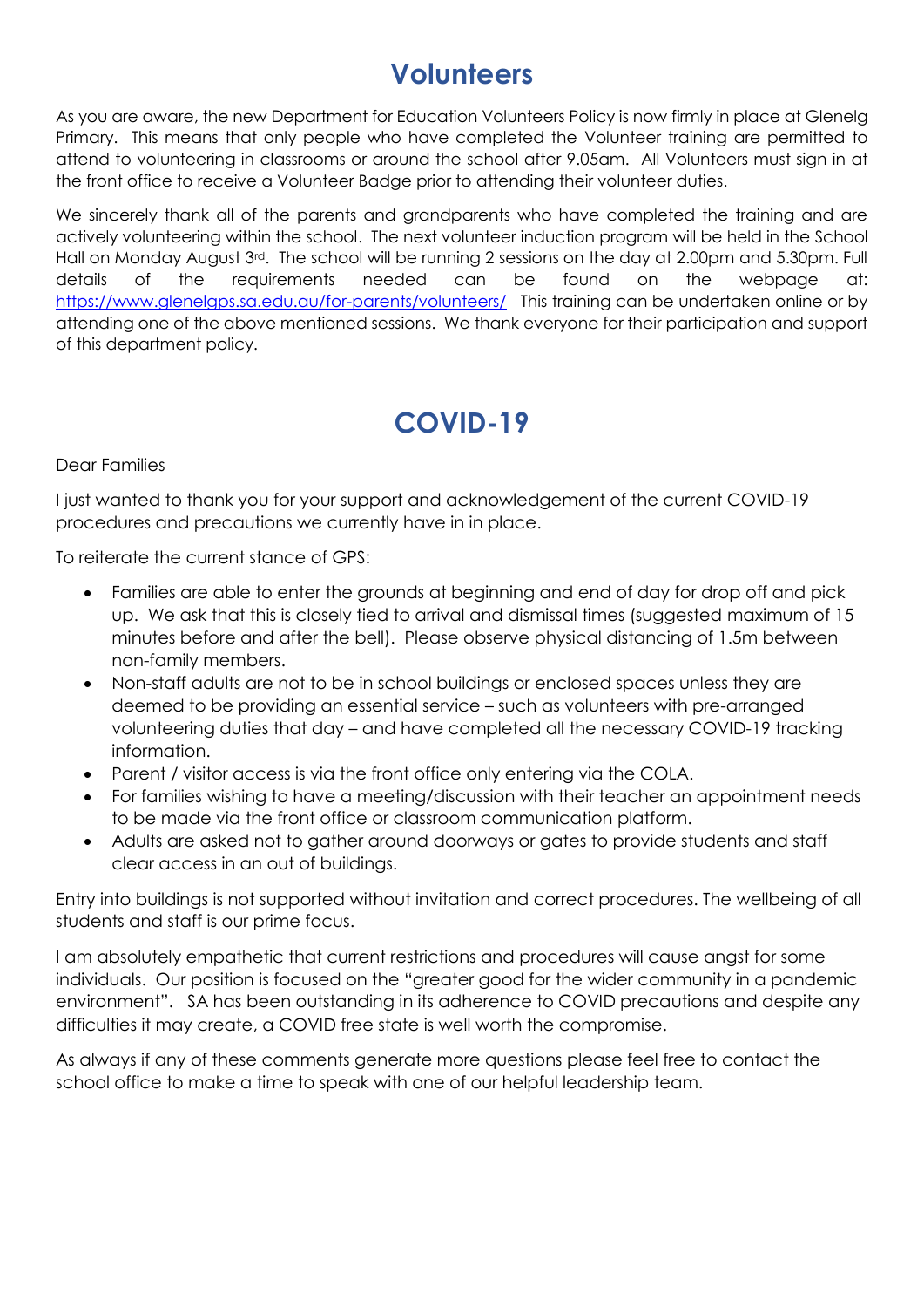# Volunteers

As you are aware, the new Department for Education Volunteers Policy is now firmly in place at Glenelg Primary. This means that only people who have completed the Volunteer training are permitted to attend to volunteering in classrooms or around the school after 9.05am. All Volunteers must sign in at the front office to receive a Volunteer Badge prior to attending their volunteer duties.

We sincerely thank all of the parents and grandparents who have completed the training and are actively volunteering within the school. The next volunteer induction program will be held in the School Hall on Monday August 3rd. The school will be running 2 sessions on the day at 2.00pm and 5.30pm. Full details of the requirements needed can be found on the webpage at: [https://www.glenelgps.sa.edu.au/for-parents/volunteers/](https://www.glenelgps.sa.edu.au/for-parents/volunteers/) This training can be undertaken online or by attending one of the above mentioned sessions. We thank everyone for their participation and support of this department policy.

# COVID-19

Dear Families

I just wanted to thank you for your support and acknowledgement of the current COVID-19 procedures and precautions we currently have in in place.

To reiterate the current stance of GPS:

- Families are able to enter the grounds at beginning and end of day for drop off and pick up. We ask that this is closely tied to arrival and dismissal times (suggested maximum of 15 minutes before and after the bell). Please observe physical distancing of 1.5m between non-family members.
- Non-staff adults are not to be in school buildings or enclosed spaces unless they are deemed to be providing an essential service – such as volunteers with pre-arranged volunteering duties that day – and have completed all the necessary COVID-19 tracking information.
- Parent / visitor access is via the front office only entering via the COLA.
- For families wishing to have a meeting/discussion with their teacher an appointment needs to be made via the front office or classroom communication platform.
- Adults are asked not to gather around doorways or gates to provide students and staff clear access in an out of buildings.

Entry into buildings is not supported without invitation and correct procedures. The wellbeing of all students and staff is our prime focus.

I am absolutely empathetic that current restrictions and procedures will cause angst for some individuals. Our position is focused on the "greater good for the wider community in a pandemic environment". SA has been outstanding in its adherence to COVID precautions and despite any difficulties it may create, a COVID free state is well worth the compromise.

As always if any of these comments generate more questions please feel free to contact the school office to make a time to speak with one of our helpful leadership team.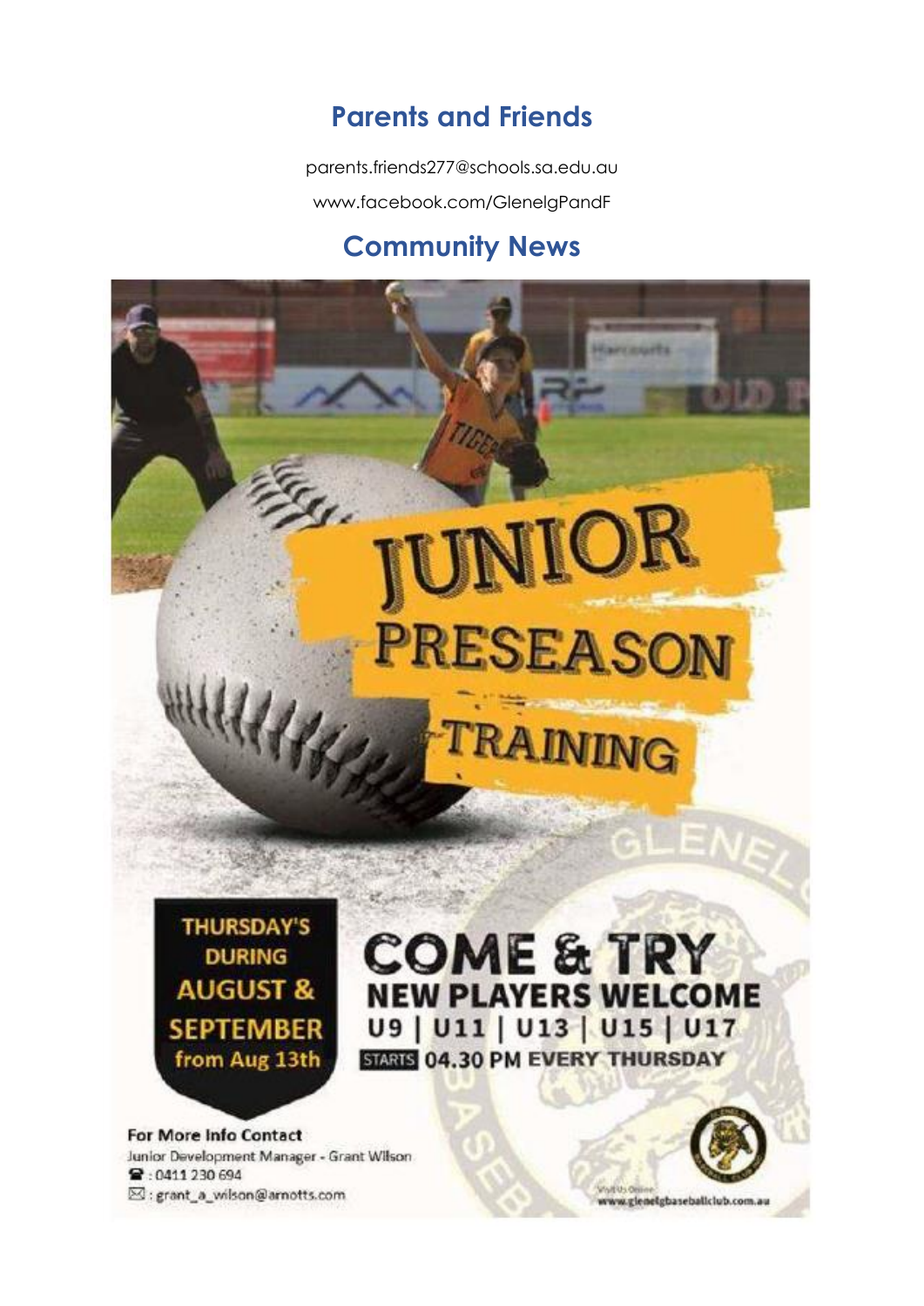## Parents and Friends

parents.friends277@schools.sa.edu.au

www.facebook.com/GlenelgPandF

## Community News

# JUNIOR PRESEASON TRAINING

**THURSDAY'S DURING AUGUST & SEPTEMBER from Aug 13th**

**COME & TRY**

**NEW PLAYERS WELCOME**

**U9 | U11 | U13 | U15 | U17**

**STARTS 04.30 PM EVERY THURSDAY**

**For More Info Contact**

Junior Development Manager - Grant Wilson

☎ : 0411 230 694

✉ : grant_a_wilson@arnotts.com

Visit Us Online

www.glenelgbaseballclub.com.au